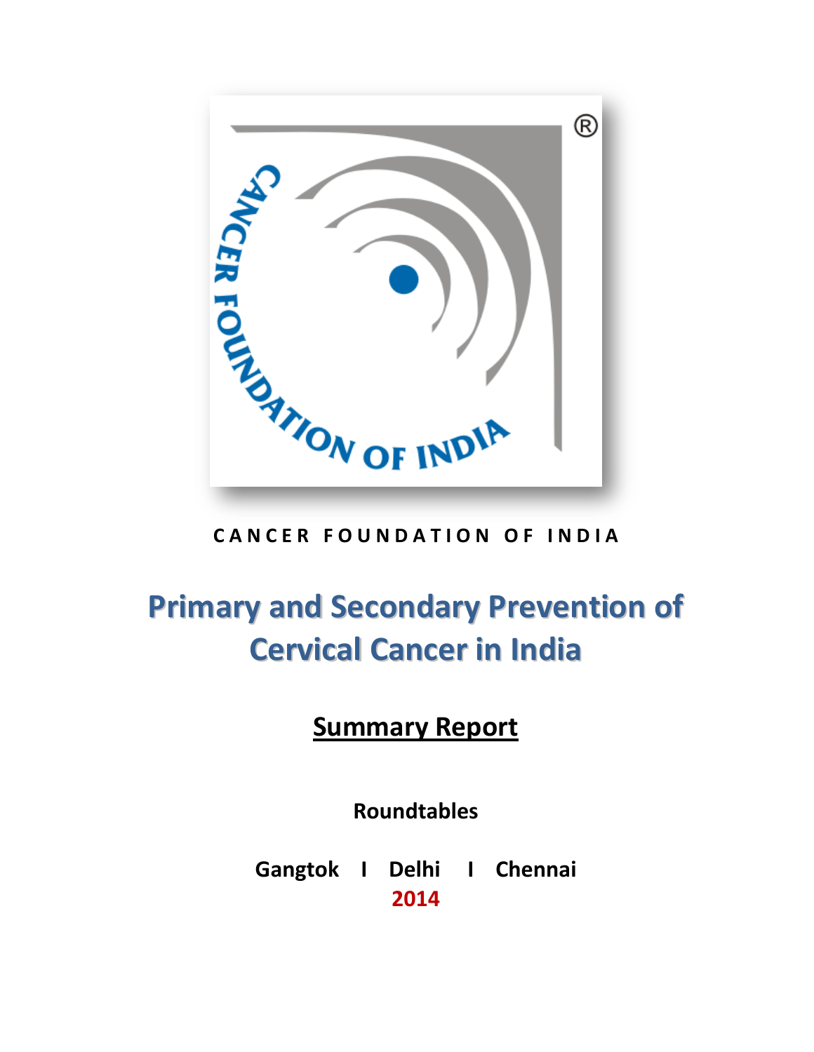CANCER FOUNDATION OF INDIA

# Primary and Secondary Prevention of Cervical Cancer in India

## Summary Report

**Roundtables**

**Gangtok I Delhi I Chennai**

**2014**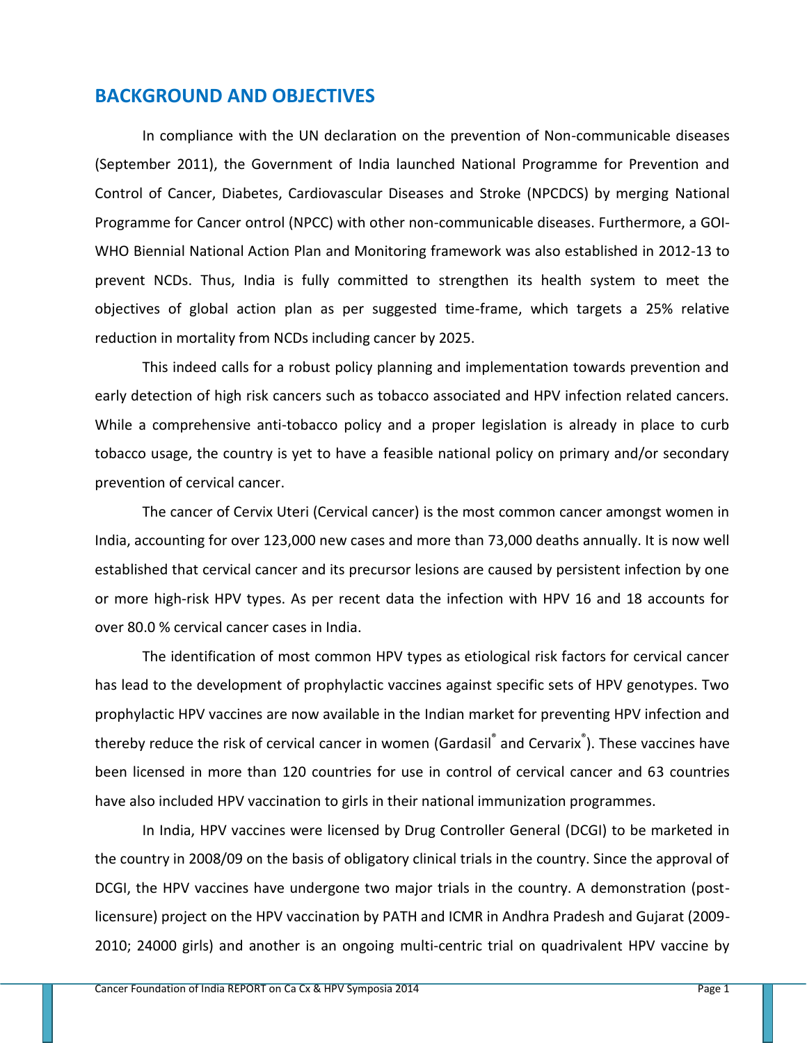## BACKGROUND AND OBJECTIVES

In compliance with the UN declaration on the prevention of Non-communicable diseases (September 2011), the Government of India launched National Programme for Prevention and Control of Cancer, Diabetes, Cardiovascular Diseases and Stroke (NPCDCS) by merging National Programme for Cancer ontrol (NPCC) with other non-communicable diseases. Furthermore, a GOI-WHO Biennial National Action Plan and Monitoring framework was also established in 2012-13 to prevent NCDs. Thus, India is fully committed to strengthen its health system to meet the objectives of global action plan as per suggested time-frame, which targets a 25% relative reduction in mortality from NCDs including cancer by 2025.

This indeed calls for a robust policy planning and implementation towards prevention and early detection of high risk cancers such as tobacco associated and HPV infection related cancers. While a comprehensive anti-tobacco policy and a proper legislation is already in place to curb tobacco usage, the country is yet to have a feasible national policy on primary and/or secondary prevention of cervical cancer.

The cancer of Cervix Uteri (Cervical cancer) is the most common cancer amongst women in India, accounting for over 123,000 new cases and more than 73,000 deaths annually. It is now well established that cervical cancer and its precursor lesions are caused by persistent infection by one or more high-risk HPV types. As per recent data the infection with HPV 16 and 18 accounts for over 80.0 % cervical cancer cases in India.

The identification of most common HPV types as etiological risk factors for cervical cancer has lead to the development of prophylactic vaccines against specific sets of HPV genotypes. Two prophylactic HPV vaccines are now available in the Indian market for preventing HPV infection and thereby reduce the risk of cervical cancer in women (Gardasil® and Cervarix®). These vaccines have been licensed in more than 120 countries for use in control of cervical cancer and 63 countries have also included HPV vaccination to girls in their national immunization programmes.

In India, HPV vaccines were licensed by Drug Controller General (DCGI) to be marketed in the country in 2008/09 on the basis of obligatory clinical trials in the country. Since the approval of DCGI, the HPV vaccines have undergone two major trials in the country. A demonstration (post-licensure) project on the HPV vaccination by PATH and ICMR in Andhra Pradesh and Gujarat (2009-2010; 24000 girls) and another is an ongoing multi-centric trial on quadrivalent HPV vaccine by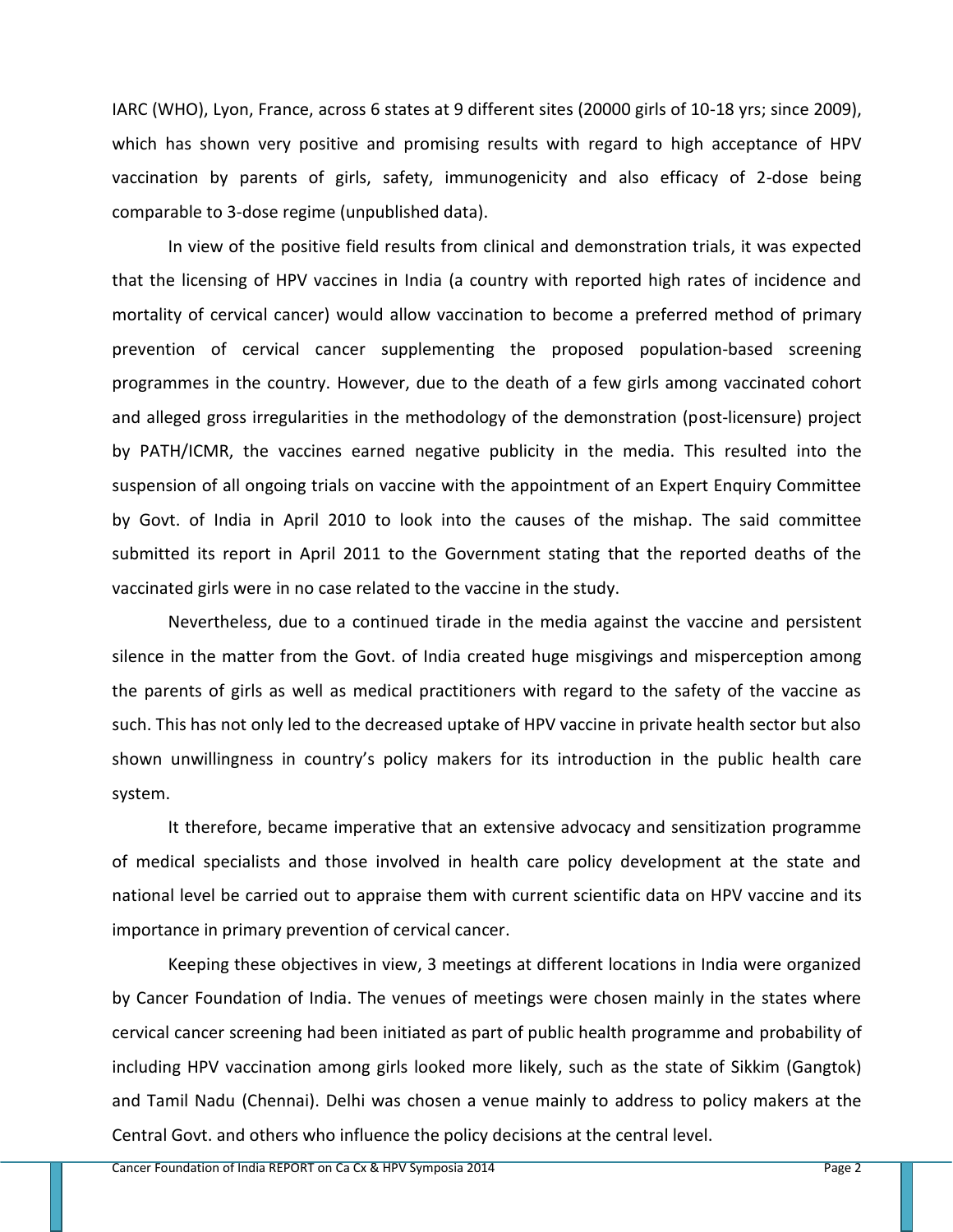IARC (WHO), Lyon, France, across 6 states at 9 different sites (20000 girls of 10-18 yrs; since 2009), which has shown very positive and promising results with regard to high acceptance of HPV vaccination by parents of girls, safety, immunogenicity and also efficacy of 2-dose being comparable to 3-dose regime (unpublished data).

In view of the positive field results from clinical and demonstration trials, it was expected that the licensing of HPV vaccines in India (a country with reported high rates of incidence and mortality of cervical cancer) would allow vaccination to become a preferred method of primary prevention of cervical cancer supplementing the proposed population-based screening programmes in the country. However, due to the death of a few girls among vaccinated cohort and alleged gross irregularities in the methodology of the demonstration (post-licensure) project by PATH/ICMR, the vaccines earned negative publicity in the media. This resulted into the suspension of all ongoing trials on vaccine with the appointment of an Expert Enquiry Committee by Govt. of India in April 2010 to look into the causes of the mishap. The said committee submitted its report in April 2011 to the Government stating that the reported deaths of the vaccinated girls were in no case related to the vaccine in the study.

Nevertheless, due to a continued tirade in the media against the vaccine and persistent silence in the matter from the Govt. of India created huge misgivings and misperception among the parents of girls as well as medical practitioners with regard to the safety of the vaccine as such. This has not only led to the decreased uptake of HPV vaccine in private health sector but also shown unwillingness in country's policy makers for its introduction in the public health care system.

It therefore, became imperative that an extensive advocacy and sensitization programme of medical specialists and those involved in health care policy development at the state and national level be carried out to appraise them with current scientific data on HPV vaccine and its importance in primary prevention of cervical cancer.

Keeping these objectives in view, 3 meetings at different locations in India were organized by Cancer Foundation of India. The venues of meetings were chosen mainly in the states where cervical cancer screening had been initiated as part of public health programme and probability of including HPV vaccination among girls looked more likely, such as the state of Sikkim (Gangtok) and Tamil Nadu (Chennai). Delhi was chosen a venue mainly to address to policy makers at the Central Govt. and others who influence the policy decisions at the central level.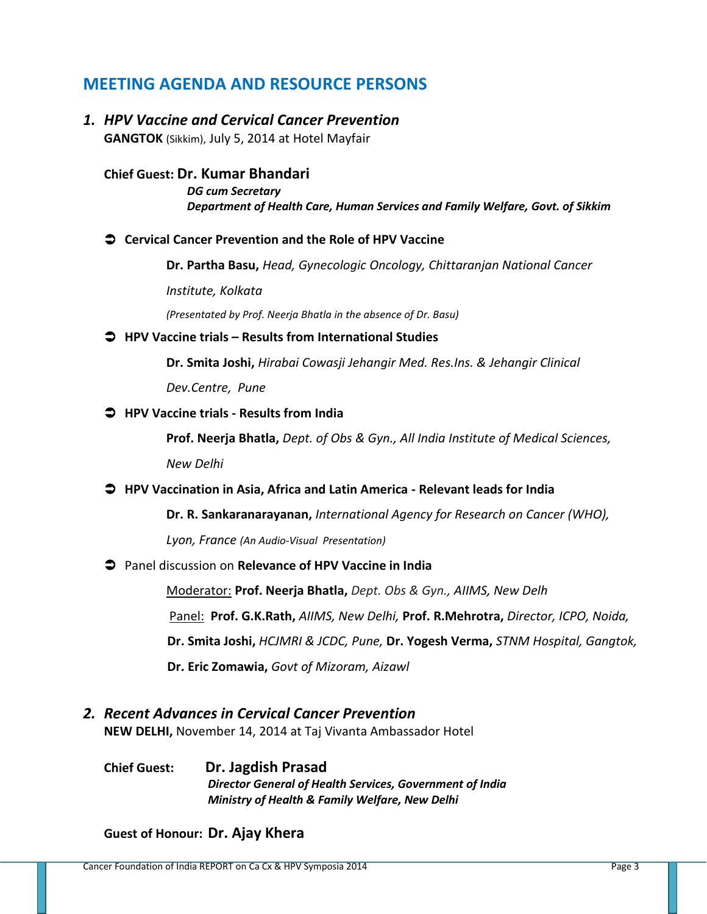## MEETING AGENDA AND RESOURCE PERSONS

### 1. *HPV Vaccine and Cervical Cancer Prevention*

**GANGTOK** (Sikkim), July 5, 2014 at Hotel Mayfair

**Chief Guest: Dr. Kumar Bhandari**
***DG cum Secretary***
***Department of Health Care, Human Services and Family Welfare, Govt. of Sikkim***

- **Cervical Cancer Prevention and the Role of HPV Vaccine**

  **Dr. Partha Basu,** *Head, Gynecologic Oncology, Chittaranjan National Cancer Institute, Kolkata*

  *(Presentated by Prof. Neerja Bhatla in the absence of Dr. Basu)*

- **HPV Vaccine trials – Results from International Studies**

  **Dr. Smita Joshi,** *Hirabai Cowasji Jehangir Med. Res.Ins. & Jehangir Clinical Dev.Centre, Pune*

- **HPV Vaccine trials - Results from India**

  **Prof. Neerja Bhatla,** *Dept. of Obs & Gyn., All India Institute of Medical Sciences, New Delhi*

- **HPV Vaccination in Asia, Africa and Latin America - Relevant leads for India**

  **Dr. R. Sankaranarayanan,** *International Agency for Research on Cancer (WHO), Lyon, France (An Audio-Visual Presentation)*

- Panel discussion on **Relevance of HPV Vaccine in India**

  Moderator: **Prof. Neerja Bhatla,** *Dept. Obs & Gyn., AIIMS, New Delh*

  Panel: **Prof. G.K.Rath,** *AIIMS, New Delhi,* **Prof. R.Mehrotra,** *Director, ICPO, Noida,* **Dr. Smita Joshi,** *HCJMRI & JCDC, Pune,* **Dr. Yogesh Verma,** *STNM Hospital, Gangtok,* **Dr. Eric Zomawia,** *Govt of Mizoram, Aizawl*

### 2. *Recent Advances in Cervical Cancer Prevention*

**NEW DELHI,** November 14, 2014 at Taj Vivanta Ambassador Hotel

**Chief Guest: Dr. Jagdish Prasad**
***Director General of Health Services, Government of India***
***Ministry of Health & Family Welfare, New Delhi***

**Guest of Honour: Dr. Ajay Khera**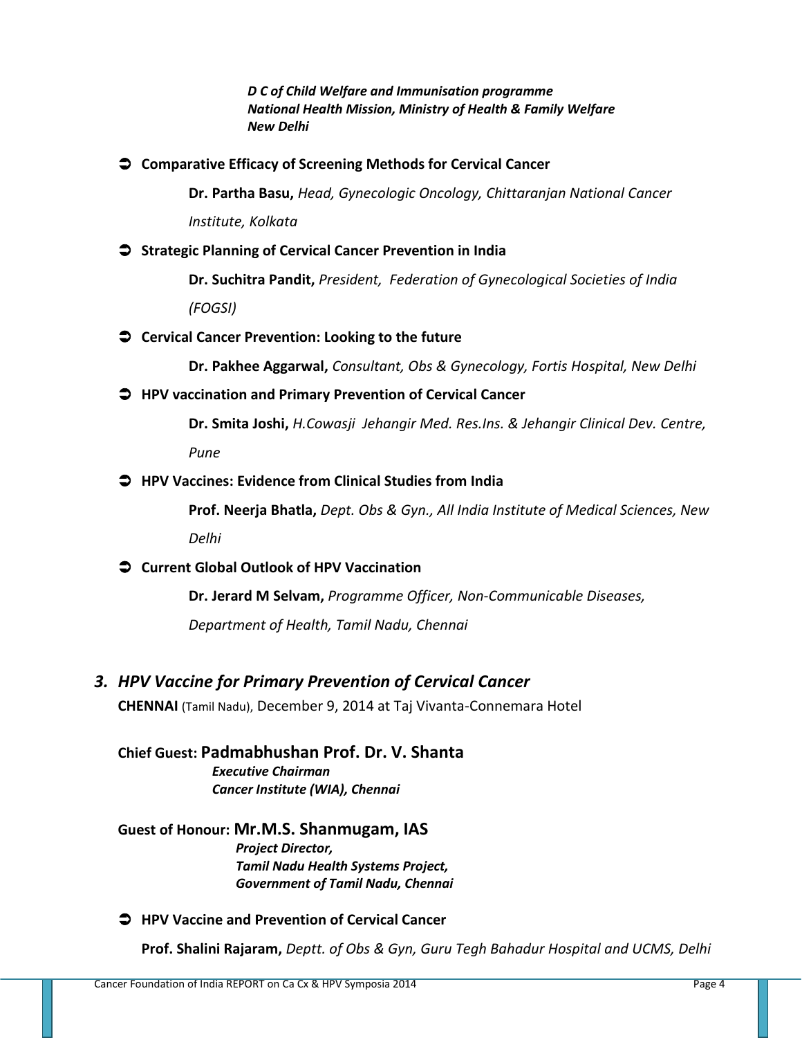***D C of Child Welfare and Immunisation programme***
***National Health Mission, Ministry of Health & Family Welfare***
***New Delhi***

- **Comparative Efficacy of Screening Methods for Cervical Cancer**

  **Dr. Partha Basu,** *Head, Gynecologic Oncology, Chittaranjan National Cancer Institute, Kolkata*

- **Strategic Planning of Cervical Cancer Prevention in India**

  **Dr. Suchitra Pandit,** *President, Federation of Gynecological Societies of India (FOGSI)*

- **Cervical Cancer Prevention: Looking to the future**

  **Dr. Pakhee Aggarwal,** *Consultant, Obs & Gynecology, Fortis Hospital, New Delhi*

- **HPV vaccination and Primary Prevention of Cervical Cancer**

  **Dr. Smita Joshi,** *H.Cowasji Jehangir Med. Res.Ins. & Jehangir Clinical Dev. Centre, Pune*

- **HPV Vaccines: Evidence from Clinical Studies from India**

  **Prof. Neerja Bhatla,** *Dept. Obs & Gyn., All India Institute of Medical Sciences, New Delhi*

- **Current Global Outlook of HPV Vaccination**

  **Dr. Jerard M Selvam,** *Programme Officer, Non-Communicable Diseases, Department of Health, Tamil Nadu, Chennai*

## *3. HPV Vaccine for Primary Prevention of Cervical Cancer*

**CHENNAI** (Tamil Nadu), December 9, 2014 at Taj Vivanta-Connemara Hotel

**Chief Guest: Padmabhushan Prof. Dr. V. Shanta**
***Executive Chairman***
***Cancer Institute (WIA), Chennai***

**Guest of Honour: Mr.M.S. Shanmugam, IAS**
***Project Director,***
***Tamil Nadu Health Systems Project,***
***Government of Tamil Nadu, Chennai***

- **HPV Vaccine and Prevention of Cervical Cancer**

  **Prof. Shalini Rajaram,** *Deptt. of Obs & Gyn, Guru Tegh Bahadur Hospital and UCMS, Delhi*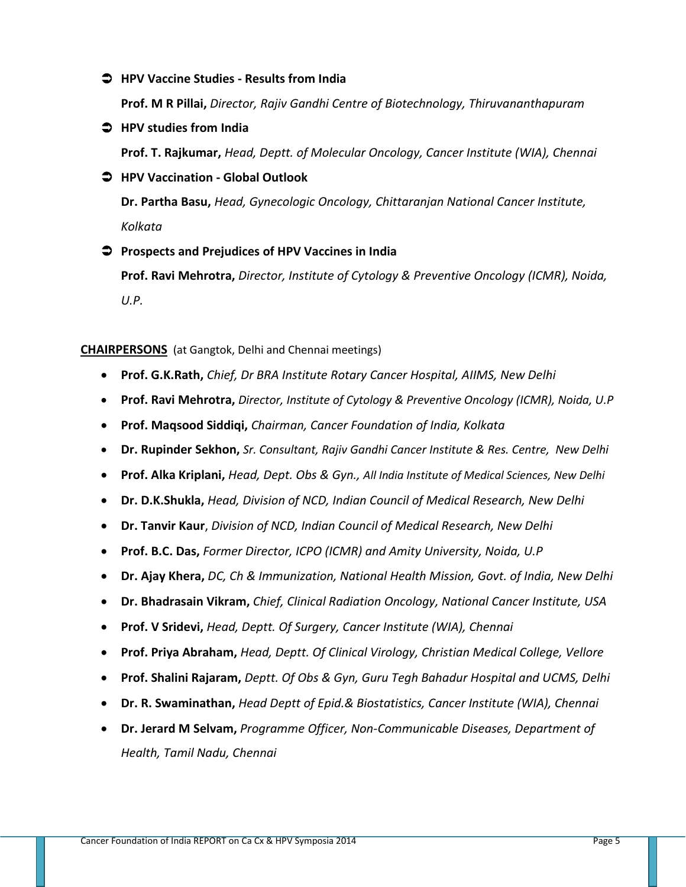- **HPV Vaccine Studies - Results from India**

  **Prof. M R Pillai,** *Director, Rajiv Gandhi Centre of Biotechnology, Thiruvananthapuram*

- **HPV studies from India**

  **Prof. T. Rajkumar,** *Head, Deptt. of Molecular Oncology, Cancer Institute (WIA), Chennai*

- **HPV Vaccination - Global Outlook**

  **Dr. Partha Basu,** *Head, Gynecologic Oncology, Chittaranjan National Cancer Institute, Kolkata*

- **Prospects and Prejudices of HPV Vaccines in India**

  **Prof. Ravi Mehrotra,** *Director, Institute of Cytology & Preventive Oncology (ICMR), Noida, U.P.*

**CHAIRPERSONS** (at Gangtok, Delhi and Chennai meetings)

- **Prof. G.K.Rath,** *Chief, Dr BRA Institute Rotary Cancer Hospital, AIIMS, New Delhi*
- **Prof. Ravi Mehrotra,** *Director, Institute of Cytology & Preventive Oncology (ICMR), Noida, U.P*
- **Prof. Maqsood Siddiqi,** *Chairman, Cancer Foundation of India, Kolkata*
- **Dr. Rupinder Sekhon,** *Sr. Consultant, Rajiv Gandhi Cancer Institute & Res. Centre, New Delhi*
- **Prof. Alka Kriplani,** *Head, Dept. Obs & Gyn., All India Institute of Medical Sciences, New Delhi*
- **Dr. D.K.Shukla,** *Head, Division of NCD, Indian Council of Medical Research, New Delhi*
- **Dr. Tanvir Kaur**, *Division of NCD, Indian Council of Medical Research, New Delhi*
- **Prof. B.C. Das,** *Former Director, ICPO (ICMR) and Amity University, Noida, U.P*
- **Dr. Ajay Khera,** *DC, Ch & Immunization, National Health Mission, Govt. of India, New Delhi*
- **Dr. Bhadrasain Vikram,** *Chief, Clinical Radiation Oncology, National Cancer Institute, USA*
- **Prof. V Sridevi,** *Head, Deptt. Of Surgery, Cancer Institute (WIA), Chennai*
- **Prof. Priya Abraham,** *Head, Deptt. Of Clinical Virology, Christian Medical College, Vellore*
- **Prof. Shalini Rajaram,** *Deptt. Of Obs & Gyn, Guru Tegh Bahadur Hospital and UCMS, Delhi*
- **Dr. R. Swaminathan,** *Head Deptt of Epid.& Biostatistics, Cancer Institute (WIA), Chennai*
- **Dr. Jerard M Selvam,** *Programme Officer, Non-Communicable Diseases, Department of Health, Tamil Nadu, Chennai*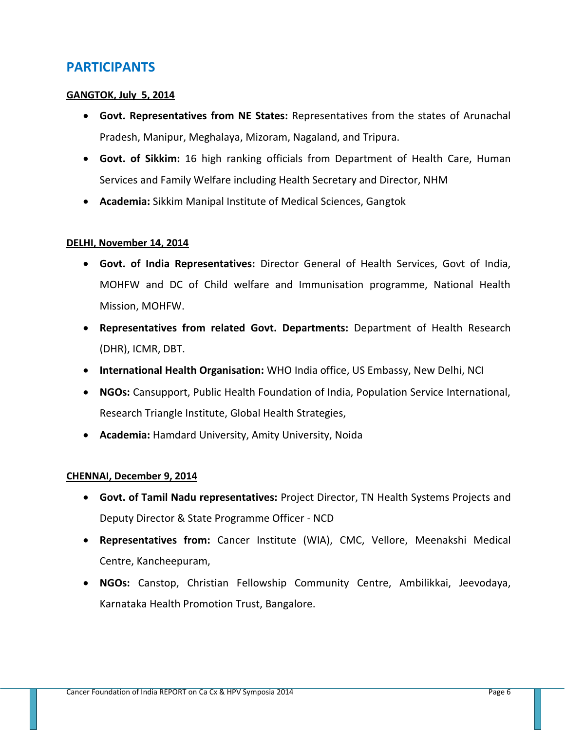## PARTICIPANTS

**GANGTOK, July 5, 2014**

- **Govt. Representatives from NE States:** Representatives from the states of Arunachal Pradesh, Manipur, Meghalaya, Mizoram, Nagaland, and Tripura.
- **Govt. of Sikkim:** 16 high ranking officials from Department of Health Care, Human Services and Family Welfare including Health Secretary and Director, NHM
- **Academia:** Sikkim Manipal Institute of Medical Sciences, Gangtok

**DELHI, November 14, 2014**

- **Govt. of India Representatives:** Director General of Health Services, Govt of India, MOHFW and DC of Child welfare and Immunisation programme, National Health Mission, MOHFW.
- **Representatives from related Govt. Departments:** Department of Health Research (DHR), ICMR, DBT.
- **International Health Organisation:** WHO India office, US Embassy, New Delhi, NCI
- **NGOs:** Cansupport, Public Health Foundation of India, Population Service International, Research Triangle Institute, Global Health Strategies,
- **Academia:** Hamdard University, Amity University, Noida

**CHENNAI, December 9, 2014**

- **Govt. of Tamil Nadu representatives:** Project Director, TN Health Systems Projects and Deputy Director & State Programme Officer - NCD
- **Representatives from:** Cancer Institute (WIA), CMC, Vellore, Meenakshi Medical Centre, Kancheepuram,
- **NGOs:** Canstop, Christian Fellowship Community Centre, Ambilikkai, Jeevodaya, Karnataka Health Promotion Trust, Bangalore.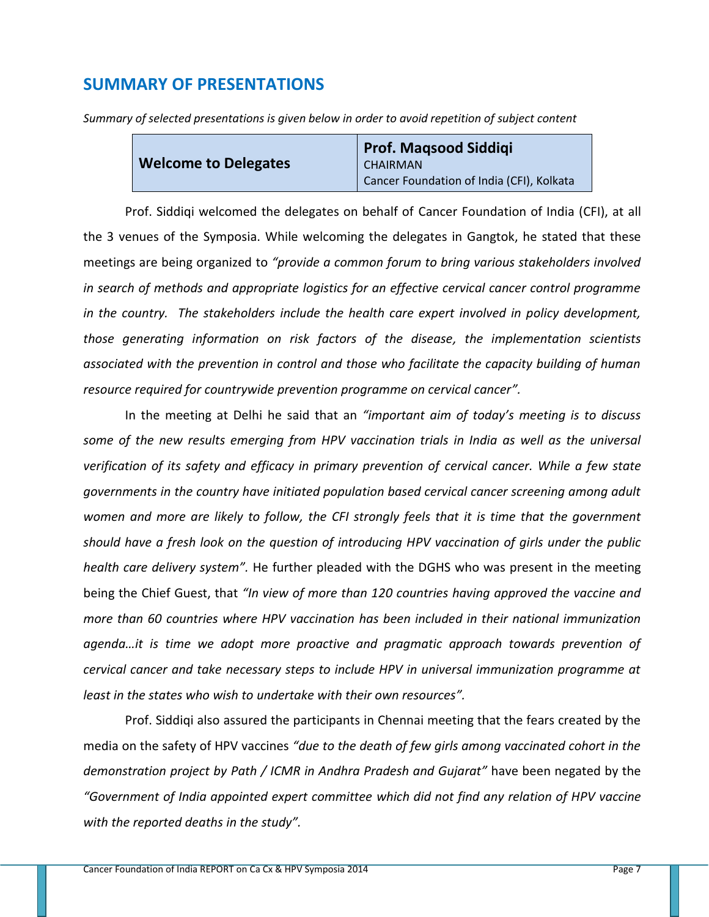## SUMMARY OF PRESENTATIONS

*Summary of selected presentations is given below in order to avoid repetition of subject content*

| **Welcome to Delegates** | **Prof. Maqsood Siddiqi**<br>CHAIRMAN<br>Cancer Foundation of India (CFI), Kolkata |
|---|---|

Prof. Siddiqi welcomed the delegates on behalf of Cancer Foundation of India (CFI), at all the 3 venues of the Symposia. While welcoming the delegates in Gangtok, he stated that these meetings are being organized to *"provide a common forum to bring various stakeholders involved in search of methods and appropriate logistics for an effective cervical cancer control programme in the country. The stakeholders include the health care expert involved in policy development, those generating information on risk factors of the disease, the implementation scientists associated with the prevention in control and those who facilitate the capacity building of human resource required for countrywide prevention programme on cervical cancer".*

In the meeting at Delhi he said that an *"important aim of today's meeting is to discuss some of the new results emerging from HPV vaccination trials in India as well as the universal verification of its safety and efficacy in primary prevention of cervical cancer. While a few state governments in the country have initiated population based cervical cancer screening among adult women and more are likely to follow, the CFI strongly feels that it is time that the government should have a fresh look on the question of introducing HPV vaccination of girls under the public health care delivery system".* He further pleaded with the DGHS who was present in the meeting being the Chief Guest, that *"In view of more than 120 countries having approved the vaccine and more than 60 countries where HPV vaccination has been included in their national immunization agenda…it is time we adopt more proactive and pragmatic approach towards prevention of cervical cancer and take necessary steps to include HPV in universal immunization programme at least in the states who wish to undertake with their own resources".*

Prof. Siddiqi also assured the participants in Chennai meeting that the fears created by the media on the safety of HPV vaccines *"due to the death of few girls among vaccinated cohort in the demonstration project by Path / ICMR in Andhra Pradesh and Gujarat"* have been negated by the *"Government of India appointed expert committee which did not find any relation of HPV vaccine with the reported deaths in the study".*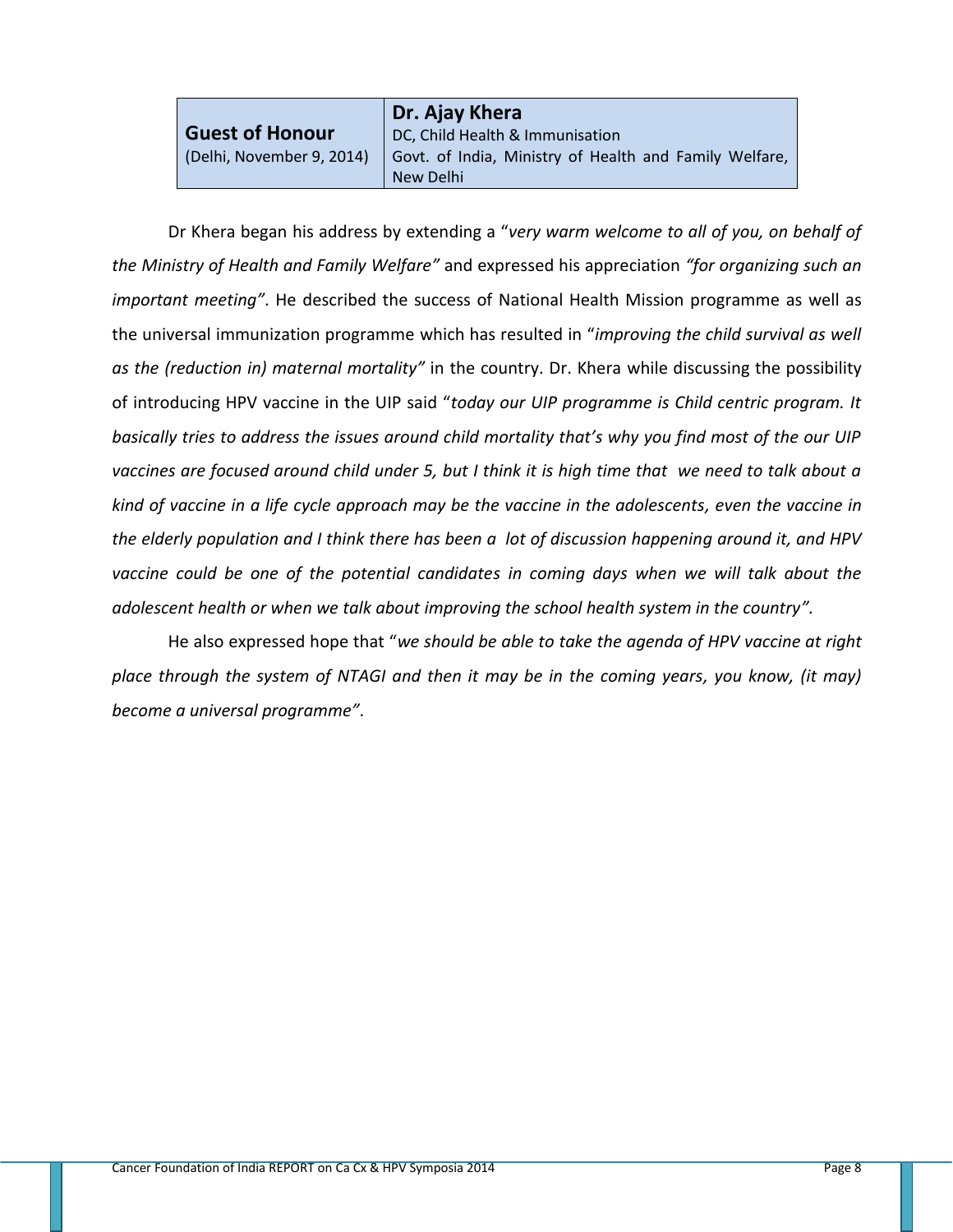| **Guest of Honour** (Delhi, November 9, 2014) | **Dr. Ajay Khera** DC, Child Health & Immunisation Govt. of India, Ministry of Health and Family Welfare, New Delhi |
|---|---|

Dr Khera began his address by extending a "*very warm welcome to all of you, on behalf of the Ministry of Health and Family Welfare"* and expressed his appreciation *"for organizing such an important meeting"*. He described the success of National Health Mission programme as well as the universal immunization programme which has resulted in "*improving the child survival as well as the (reduction in) maternal mortality"* in the country. Dr. Khera while discussing the possibility of introducing HPV vaccine in the UIP said "*today our UIP programme is Child centric program. It basically tries to address the issues around child mortality that's why you find most of the our UIP vaccines are focused around child under 5, but I think it is high time that we need to talk about a kind of vaccine in a life cycle approach may be the vaccine in the adolescents, even the vaccine in the elderly population and I think there has been a lot of discussion happening around it, and HPV vaccine could be one of the potential candidates in coming days when we will talk about the adolescent health or when we talk about improving the school health system in the country".*

He also expressed hope that "*we should be able to take the agenda of HPV vaccine at right place through the system of NTAGI and then it may be in the coming years, you know, (it may) become a universal programme"*.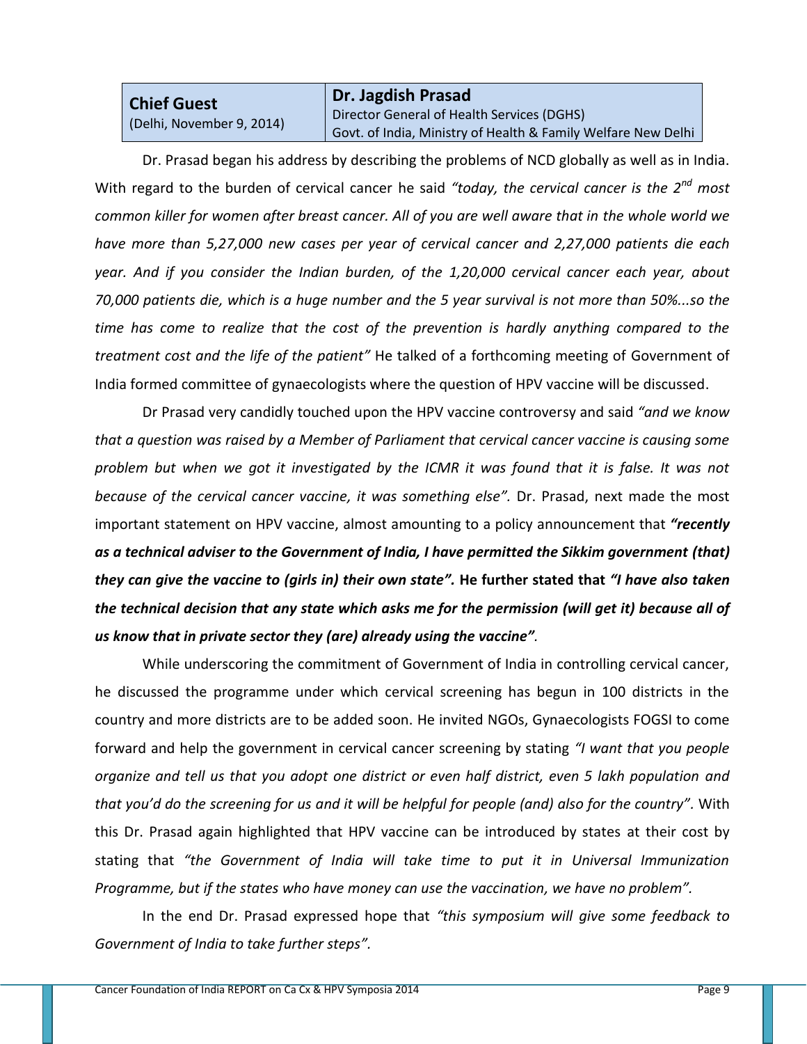| **Chief Guest** (Delhi, November 9, 2014) | **Dr. Jagdish Prasad** Director General of Health Services (DGHS) Govt. of India, Ministry of Health & Family Welfare New Delhi |
|---|---|

Dr. Prasad began his address by describing the problems of NCD globally as well as in India. With regard to the burden of cervical cancer he said *"today, the cervical cancer is the 2nd most common killer for women after breast cancer. All of you are well aware that in the whole world we have more than 5,27,000 new cases per year of cervical cancer and 2,27,000 patients die each year. And if you consider the Indian burden, of the 1,20,000 cervical cancer each year, about 70,000 patients die, which is a huge number and the 5 year survival is not more than 50%...so the time has come to realize that the cost of the prevention is hardly anything compared to the treatment cost and the life of the patient"* He talked of a forthcoming meeting of Government of India formed committee of gynaecologists where the question of HPV vaccine will be discussed.

Dr Prasad very candidly touched upon the HPV vaccine controversy and said *"and we know that a question was raised by a Member of Parliament that cervical cancer vaccine is causing some problem but when we got it investigated by the ICMR it was found that it is false. It was not because of the cervical cancer vaccine, it was something else".* Dr. Prasad, next made the most important statement on HPV vaccine, almost amounting to a policy announcement that ***"recently as a technical adviser to the Government of India, I have permitted the Sikkim government (that) they can give the vaccine to (girls in) their own state".*** **He further stated that** ***"I have also taken the technical decision that any state which asks me for the permission (will get it) because all of us know that in private sector they (are) already using the vaccine"***.

While underscoring the commitment of Government of India in controlling cervical cancer, he discussed the programme under which cervical screening has begun in 100 districts in the country and more districts are to be added soon. He invited NGOs, Gynaecologists FOGSI to come forward and help the government in cervical cancer screening by stating *"I want that you people organize and tell us that you adopt one district or even half district, even 5 lakh population and that you'd do the screening for us and it will be helpful for people (and) also for the country".* With this Dr. Prasad again highlighted that HPV vaccine can be introduced by states at their cost by stating that *"the Government of India will take time to put it in Universal Immunization Programme, but if the states who have money can use the vaccination, we have no problem".*

In the end Dr. Prasad expressed hope that *"this symposium will give some feedback to Government of India to take further steps".*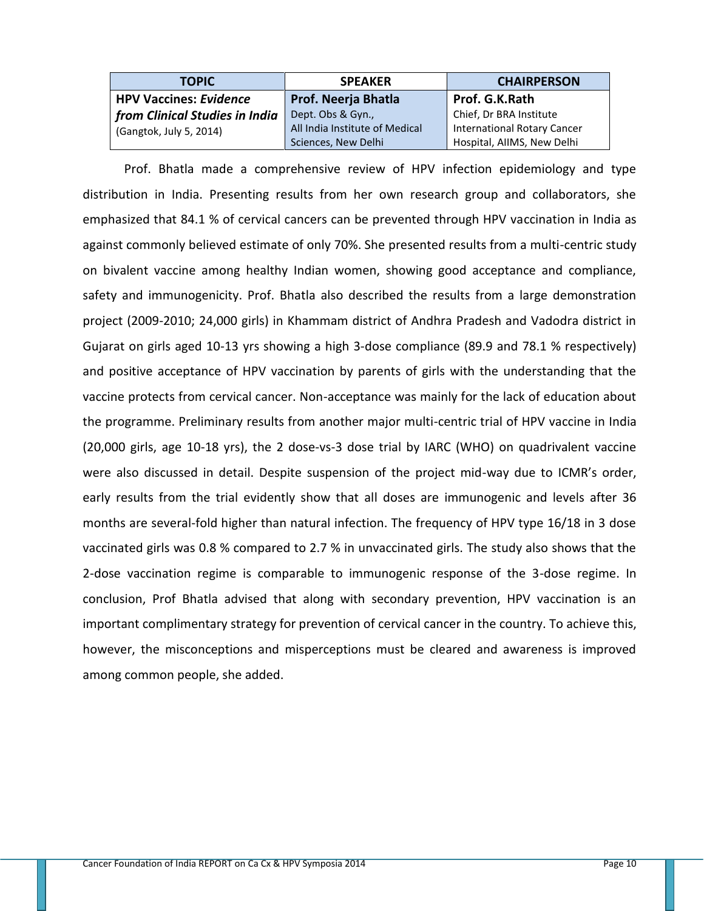| TOPIC | SPEAKER | CHAIRPERSON |
|---|---|---|
| **HPV Vaccines: *Evidence from Clinical Studies in India*** (Gangtok, July 5, 2014) | **Prof. Neerja Bhatla** Dept. Obs & Gyn., All India Institute of Medical Sciences, New Delhi | **Prof. G.K.Rath** Chief, Dr BRA Institute International Rotary Cancer Hospital, AIIMS, New Delhi |

Prof. Bhatla made a comprehensive review of HPV infection epidemiology and type distribution in India. Presenting results from her own research group and collaborators, she emphasized that 84.1 % of cervical cancers can be prevented through HPV vaccination in India as against commonly believed estimate of only 70%. She presented results from a multi-centric study on bivalent vaccine among healthy Indian women, showing good acceptance and compliance, safety and immunogenicity. Prof. Bhatla also described the results from a large demonstration project (2009-2010; 24,000 girls) in Khammam district of Andhra Pradesh and Vadodra district in Gujarat on girls aged 10-13 yrs showing a high 3-dose compliance (89.9 and 78.1 % respectively) and positive acceptance of HPV vaccination by parents of girls with the understanding that the vaccine protects from cervical cancer. Non-acceptance was mainly for the lack of education about the programme. Preliminary results from another major multi-centric trial of HPV vaccine in India (20,000 girls, age 10-18 yrs), the 2 dose-vs-3 dose trial by IARC (WHO) on quadrivalent vaccine were also discussed in detail. Despite suspension of the project mid-way due to ICMR's order, early results from the trial evidently show that all doses are immunogenic and levels after 36 months are several-fold higher than natural infection. The frequency of HPV type 16/18 in 3 dose vaccinated girls was 0.8 % compared to 2.7 % in unvaccinated girls. The study also shows that the 2-dose vaccination regime is comparable to immunogenic response of the 3-dose regime. In conclusion, Prof Bhatla advised that along with secondary prevention, HPV vaccination is an important complimentary strategy for prevention of cervical cancer in the country. To achieve this, however, the misconceptions and misperceptions must be cleared and awareness is improved among common people, she added.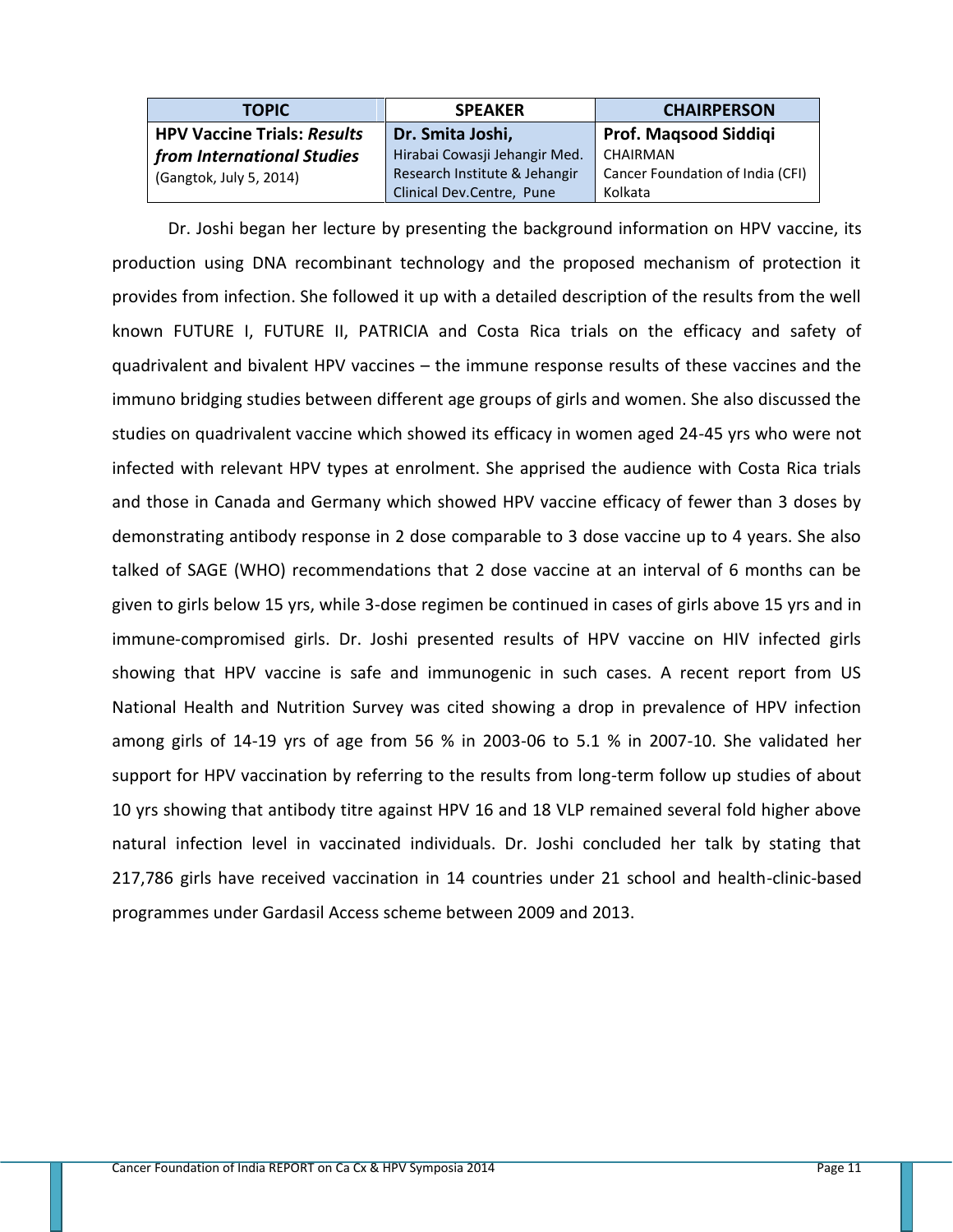| TOPIC | SPEAKER | CHAIRPERSON |
| --- | --- | --- |
| **HPV Vaccine Trials: *Results from International Studies*** (Gangtok, July 5, 2014) | **Dr. Smita Joshi,** Hirabai Cowasji Jehangir Med. Research Institute & Jehangir Clinical Dev.Centre, Pune | **Prof. Maqsood Siddiqi** CHAIRMAN Cancer Foundation of India (CFI) Kolkata |

Dr. Joshi began her lecture by presenting the background information on HPV vaccine, its production using DNA recombinant technology and the proposed mechanism of protection it provides from infection. She followed it up with a detailed description of the results from the well known FUTURE I, FUTURE II, PATRICIA and Costa Rica trials on the efficacy and safety of quadrivalent and bivalent HPV vaccines – the immune response results of these vaccines and the immuno bridging studies between different age groups of girls and women. She also discussed the studies on quadrivalent vaccine which showed its efficacy in women aged 24-45 yrs who were not infected with relevant HPV types at enrolment. She apprised the audience with Costa Rica trials and those in Canada and Germany which showed HPV vaccine efficacy of fewer than 3 doses by demonstrating antibody response in 2 dose comparable to 3 dose vaccine up to 4 years. She also talked of SAGE (WHO) recommendations that 2 dose vaccine at an interval of 6 months can be given to girls below 15 yrs, while 3-dose regimen be continued in cases of girls above 15 yrs and in immune-compromised girls. Dr. Joshi presented results of HPV vaccine on HIV infected girls showing that HPV vaccine is safe and immunogenic in such cases. A recent report from US National Health and Nutrition Survey was cited showing a drop in prevalence of HPV infection among girls of 14-19 yrs of age from 56 % in 2003-06 to 5.1 % in 2007-10. She validated her support for HPV vaccination by referring to the results from long-term follow up studies of about 10 yrs showing that antibody titre against HPV 16 and 18 VLP remained several fold higher above natural infection level in vaccinated individuals. Dr. Joshi concluded her talk by stating that 217,786 girls have received vaccination in 14 countries under 21 school and health-clinic-based programmes under Gardasil Access scheme between 2009 and 2013.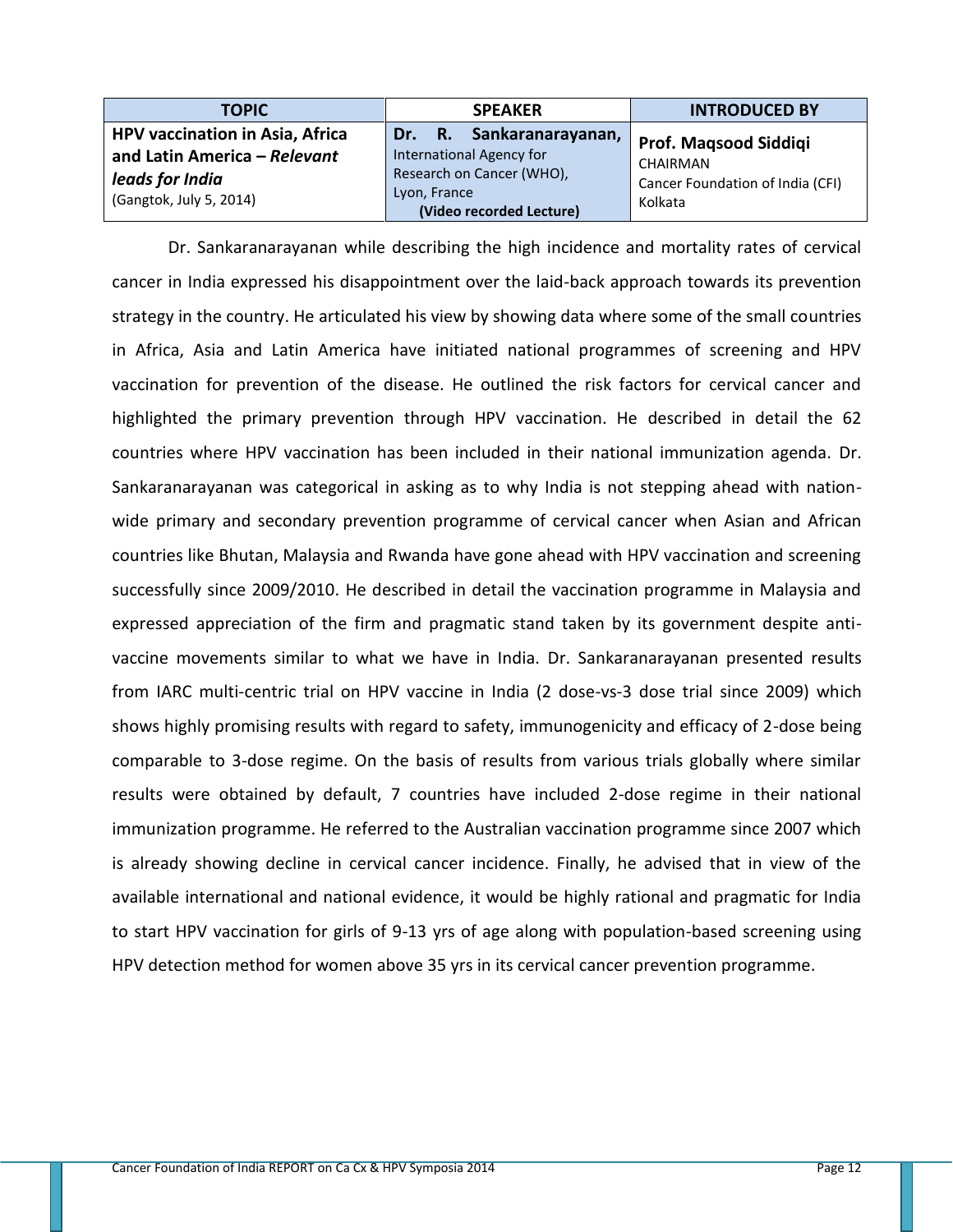| TOPIC | SPEAKER | INTRODUCED BY |
|---|---|---|
| **HPV vaccination in Asia, Africa and Latin America – *Relevant leads for India*** (Gangtok, July 5, 2014) | **Dr. R. Sankaranarayanan,** International Agency for Research on Cancer (WHO), Lyon, France **(Video recorded Lecture)** | **Prof. Maqsood Siddiqi** CHAIRMAN Cancer Foundation of India (CFI) Kolkata |

Dr. Sankaranarayanan while describing the high incidence and mortality rates of cervical cancer in India expressed his disappointment over the laid-back approach towards its prevention strategy in the country. He articulated his view by showing data where some of the small countries in Africa, Asia and Latin America have initiated national programmes of screening and HPV vaccination for prevention of the disease. He outlined the risk factors for cervical cancer and highlighted the primary prevention through HPV vaccination. He described in detail the 62 countries where HPV vaccination has been included in their national immunization agenda. Dr. Sankaranarayanan was categorical in asking as to why India is not stepping ahead with nation-wide primary and secondary prevention programme of cervical cancer when Asian and African countries like Bhutan, Malaysia and Rwanda have gone ahead with HPV vaccination and screening successfully since 2009/2010. He described in detail the vaccination programme in Malaysia and expressed appreciation of the firm and pragmatic stand taken by its government despite anti-vaccine movements similar to what we have in India. Dr. Sankaranarayanan presented results from IARC multi-centric trial on HPV vaccine in India (2 dose-vs-3 dose trial since 2009) which shows highly promising results with regard to safety, immunogenicity and efficacy of 2-dose being comparable to 3-dose regime. On the basis of results from various trials globally where similar results were obtained by default, 7 countries have included 2-dose regime in their national immunization programme. He referred to the Australian vaccination programme since 2007 which is already showing decline in cervical cancer incidence. Finally, he advised that in view of the available international and national evidence, it would be highly rational and pragmatic for India to start HPV vaccination for girls of 9-13 yrs of age along with population-based screening using HPV detection method for women above 35 yrs in its cervical cancer prevention programme.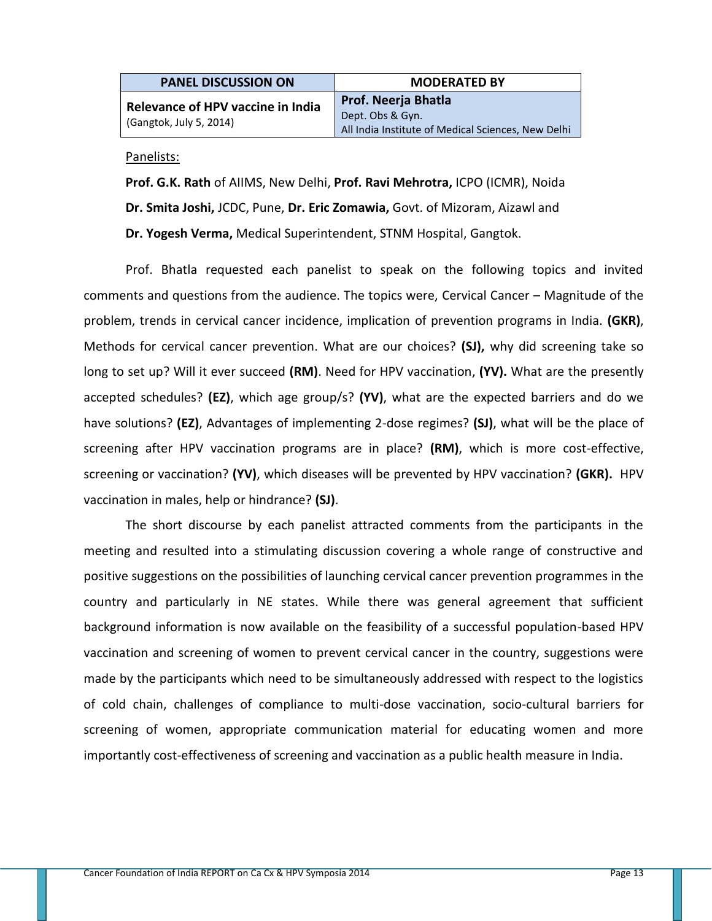| PANEL DISCUSSION ON | MODERATED BY |
| --- | --- |
| **Relevance of HPV vaccine in India** (Gangtok, July 5, 2014) | **Prof. Neerja Bhatla** Dept. Obs & Gyn. All India Institute of Medical Sciences, New Delhi |

Panelists:

**Prof. G.K. Rath** of AIIMS, New Delhi, **Prof. Ravi Mehrotra,** ICPO (ICMR), Noida
**Dr. Smita Joshi,** JCDC, Pune, **Dr. Eric Zomawia,** Govt. of Mizoram, Aizawl and
**Dr. Yogesh Verma,** Medical Superintendent, STNM Hospital, Gangtok.

Prof. Bhatla requested each panelist to speak on the following topics and invited comments and questions from the audience. The topics were, Cervical Cancer – Magnitude of the problem, trends in cervical cancer incidence, implication of prevention programs in India. **(GKR)**, Methods for cervical cancer prevention. What are our choices? **(SJ),** why did screening take so long to set up? Will it ever succeed **(RM)**. Need for HPV vaccination, **(YV).** What are the presently accepted schedules? **(EZ)**, which age group/s? **(YV)**, what are the expected barriers and do we have solutions? **(EZ)**, Advantages of implementing 2-dose regimes? **(SJ)**, what will be the place of screening after HPV vaccination programs are in place? **(RM)**, which is more cost-effective, screening or vaccination? **(YV)**, which diseases will be prevented by HPV vaccination? **(GKR).** HPV vaccination in males, help or hindrance? **(SJ)**.

The short discourse by each panelist attracted comments from the participants in the meeting and resulted into a stimulating discussion covering a whole range of constructive and positive suggestions on the possibilities of launching cervical cancer prevention programmes in the country and particularly in NE states. While there was general agreement that sufficient background information is now available on the feasibility of a successful population-based HPV vaccination and screening of women to prevent cervical cancer in the country, suggestions were made by the participants which need to be simultaneously addressed with respect to the logistics of cold chain, challenges of compliance to multi-dose vaccination, socio-cultural barriers for screening of women, appropriate communication material for educating women and more importantly cost-effectiveness of screening and vaccination as a public health measure in India.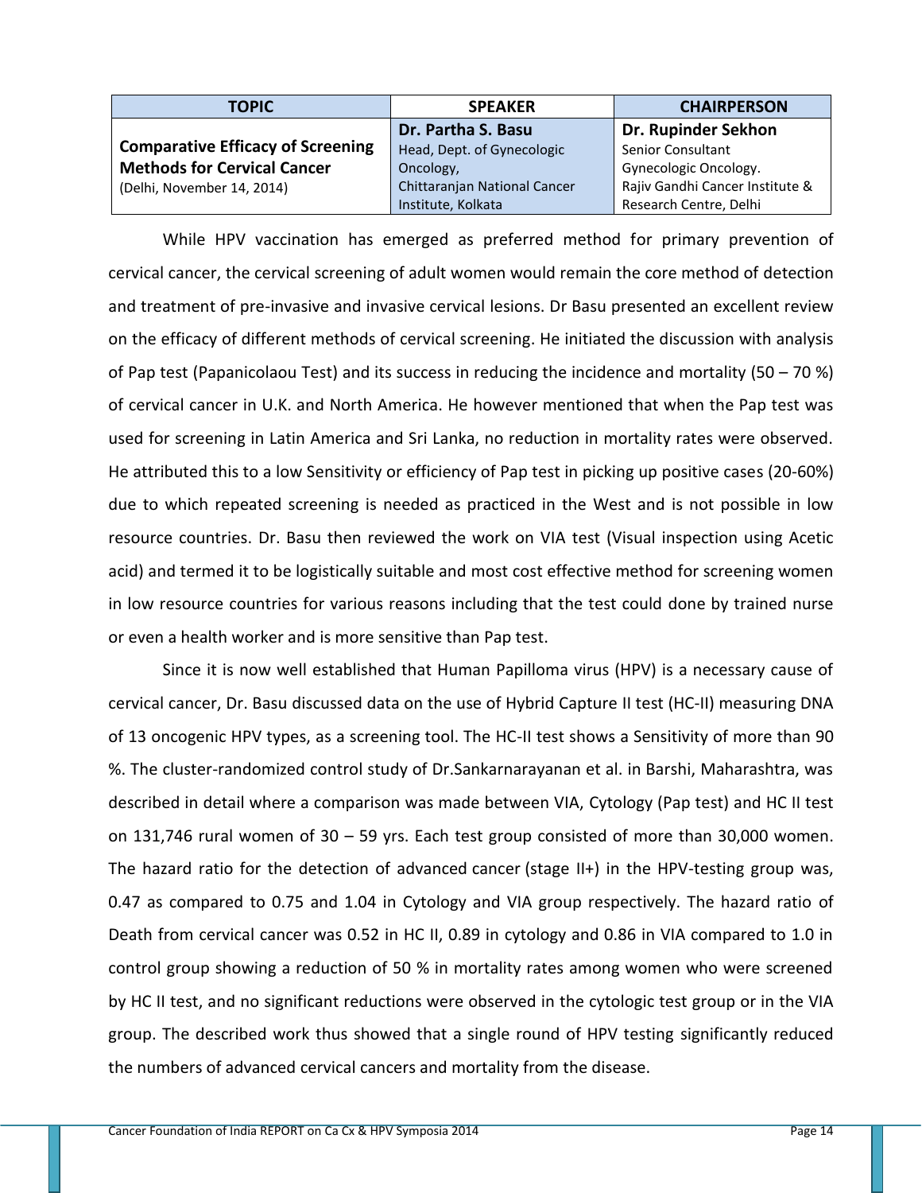| TOPIC | SPEAKER | CHAIRPERSON |
|---|---|---|
| **Comparative Efficacy of Screening Methods for Cervical Cancer** (Delhi, November 14, 2014) | **Dr. Partha S. Basu** Head, Dept. of Gynecologic Oncology, Chittaranjan National Cancer Institute, Kolkata | **Dr. Rupinder Sekhon** Senior Consultant Gynecologic Oncology. Rajiv Gandhi Cancer Institute & Research Centre, Delhi |

While HPV vaccination has emerged as preferred method for primary prevention of cervical cancer, the cervical screening of adult women would remain the core method of detection and treatment of pre-invasive and invasive cervical lesions. Dr Basu presented an excellent review on the efficacy of different methods of cervical screening. He initiated the discussion with analysis of Pap test (Papanicolaou Test) and its success in reducing the incidence and mortality (50 – 70 %) of cervical cancer in U.K. and North America. He however mentioned that when the Pap test was used for screening in Latin America and Sri Lanka, no reduction in mortality rates were observed. He attributed this to a low Sensitivity or efficiency of Pap test in picking up positive cases (20-60%) due to which repeated screening is needed as practiced in the West and is not possible in low resource countries. Dr. Basu then reviewed the work on VIA test (Visual inspection using Acetic acid) and termed it to be logistically suitable and most cost effective method for screening women in low resource countries for various reasons including that the test could done by trained nurse or even a health worker and is more sensitive than Pap test.

Since it is now well established that Human Papilloma virus (HPV) is a necessary cause of cervical cancer, Dr. Basu discussed data on the use of Hybrid Capture II test (HC-II) measuring DNA of 13 oncogenic HPV types, as a screening tool. The HC-II test shows a Sensitivity of more than 90 %. The cluster-randomized control study of Dr.Sankarnarayanan et al. in Barshi, Maharashtra, was described in detail where a comparison was made between VIA, Cytology (Pap test) and HC II test on 131,746 rural women of 30 – 59 yrs. Each test group consisted of more than 30,000 women. The hazard ratio for the detection of advanced cancer (stage II+) in the HPV-testing group was, 0.47 as compared to 0.75 and 1.04 in Cytology and VIA group respectively. The hazard ratio of Death from cervical cancer was 0.52 in HC II, 0.89 in cytology and 0.86 in VIA compared to 1.0 in control group showing a reduction of 50 % in mortality rates among women who were screened by HC II test, and no significant reductions were observed in the cytologic test group or in the VIA group. The described work thus showed that a single round of HPV testing significantly reduced the numbers of advanced cervical cancers and mortality from the disease.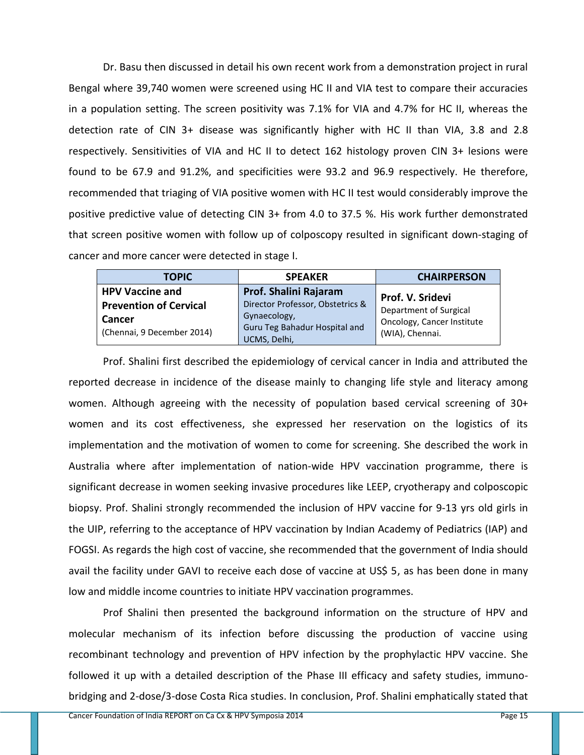Dr. Basu then discussed in detail his own recent work from a demonstration project in rural Bengal where 39,740 women were screened using HC II and VIA test to compare their accuracies in a population setting. The screen positivity was 7.1% for VIA and 4.7% for HC II, whereas the detection rate of CIN 3+ disease was significantly higher with HC II than VIA, 3.8 and 2.8 respectively. Sensitivities of VIA and HC II to detect 162 histology proven CIN 3+ lesions were found to be 67.9 and 91.2%, and specificities were 93.2 and 96.9 respectively. He therefore, recommended that triaging of VIA positive women with HC II test would considerably improve the positive predictive value of detecting CIN 3+ from 4.0 to 37.5 %. His work further demonstrated that screen positive women with follow up of colposcopy resulted in significant down-staging of cancer and more cancer were detected in stage I.

| TOPIC | SPEAKER | CHAIRPERSON |
|---|---|---|
| **HPV Vaccine and Prevention of Cervical Cancer** (Chennai, 9 December 2014) | **Prof. Shalini Rajaram** Director Professor, Obstetrics & Gynaecology, Guru Teg Bahadur Hospital and UCMS, Delhi, | **Prof. V. Sridevi** Department of Surgical Oncology, Cancer Institute (WIA), Chennai. |

Prof. Shalini first described the epidemiology of cervical cancer in India and attributed the reported decrease in incidence of the disease mainly to changing life style and literacy among women. Although agreeing with the necessity of population based cervical screening of 30+ women and its cost effectiveness, she expressed her reservation on the logistics of its implementation and the motivation of women to come for screening. She described the work in Australia where after implementation of nation-wide HPV vaccination programme, there is significant decrease in women seeking invasive procedures like LEEP, cryotherapy and colposcopic biopsy. Prof. Shalini strongly recommended the inclusion of HPV vaccine for 9-13 yrs old girls in the UIP, referring to the acceptance of HPV vaccination by Indian Academy of Pediatrics (IAP) and FOGSI. As regards the high cost of vaccine, she recommended that the government of India should avail the facility under GAVI to receive each dose of vaccine at US$ 5, as has been done in many low and middle income countries to initiate HPV vaccination programmes.

Prof Shalini then presented the background information on the structure of HPV and molecular mechanism of its infection before discussing the production of vaccine using recombinant technology and prevention of HPV infection by the prophylactic HPV vaccine. She followed it up with a detailed description of the Phase III efficacy and safety studies, immuno-bridging and 2-dose/3-dose Costa Rica studies. In conclusion, Prof. Shalini emphatically stated that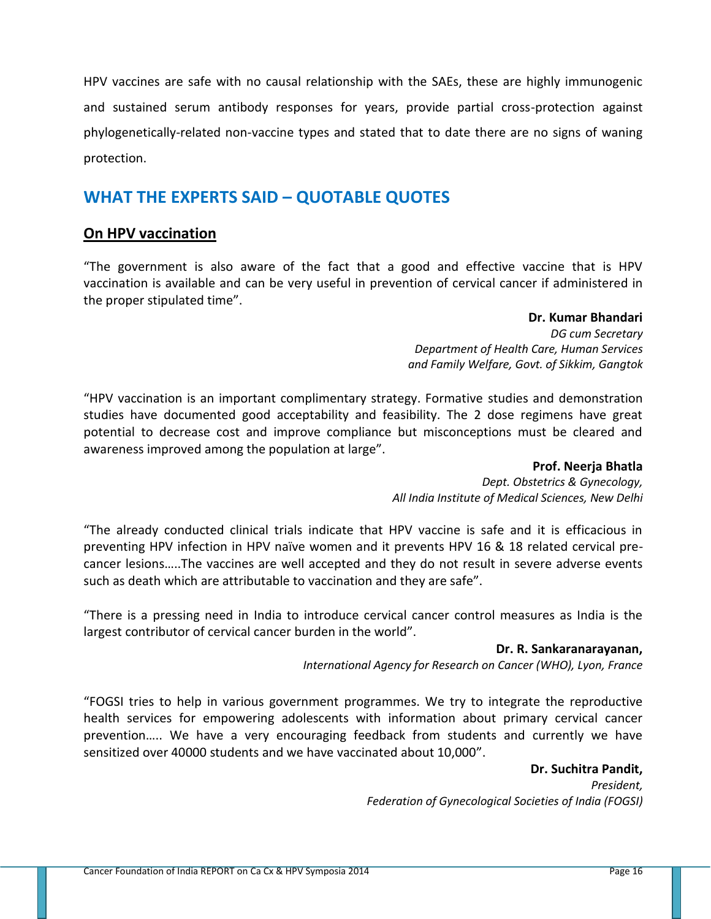HPV vaccines are safe with no causal relationship with the SAEs, these are highly immunogenic and sustained serum antibody responses for years, provide partial cross-protection against phylogenetically-related non-vaccine types and stated that to date there are no signs of waning protection.

## WHAT THE EXPERTS SAID – QUOTABLE QUOTES

### On HPV vaccination

"The government is also aware of the fact that a good and effective vaccine that is HPV vaccination is available and can be very useful in prevention of cervical cancer if administered in the proper stipulated time".

**Dr. Kumar Bhandari**
*DG cum Secretary*
*Department of Health Care, Human Services*
*and Family Welfare, Govt. of Sikkim, Gangtok*

"HPV vaccination is an important complimentary strategy. Formative studies and demonstration studies have documented good acceptability and feasibility. The 2 dose regimens have great potential to decrease cost and improve compliance but misconceptions must be cleared and awareness improved among the population at large".

**Prof. Neerja Bhatla**
*Dept. Obstetrics & Gynecology,*
*All India Institute of Medical Sciences, New Delhi*

"The already conducted clinical trials indicate that HPV vaccine is safe and it is efficacious in preventing HPV infection in HPV naïve women and it prevents HPV 16 & 18 related cervical pre-cancer lesions…..The vaccines are well accepted and they do not result in severe adverse events such as death which are attributable to vaccination and they are safe".

"There is a pressing need in India to introduce cervical cancer control measures as India is the largest contributor of cervical cancer burden in the world".

**Dr. R. Sankaranarayanan,**
*International Agency for Research on Cancer (WHO), Lyon, France*

"FOGSI tries to help in various government programmes. We try to integrate the reproductive health services for empowering adolescents with information about primary cervical cancer prevention….. We have a very encouraging feedback from students and currently we have sensitized over 40000 students and we have vaccinated about 10,000".

**Dr. Suchitra Pandit,**
*President,*
*Federation of Gynecological Societies of India (FOGSI)*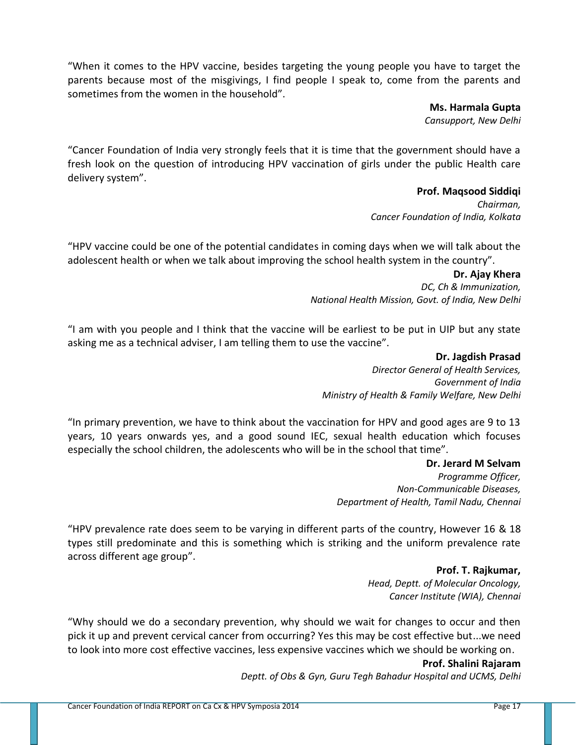"When it comes to the HPV vaccine, besides targeting the young people you have to target the parents because most of the misgivings, I find people I speak to, come from the parents and sometimes from the women in the household".

**Ms. Harmala Gupta**
*Cansupport, New Delhi*

"Cancer Foundation of India very strongly feels that it is time that the government should have a fresh look on the question of introducing HPV vaccination of girls under the public Health care delivery system".

**Prof. Maqsood Siddiqi**
*Chairman,*
*Cancer Foundation of India, Kolkata*

"HPV vaccine could be one of the potential candidates in coming days when we will talk about the adolescent health or when we talk about improving the school health system in the country".

**Dr. Ajay Khera**
*DC, Ch & Immunization,*
*National Health Mission, Govt. of India, New Delhi*

"I am with you people and I think that the vaccine will be earliest to be put in UIP but any state asking me as a technical adviser, I am telling them to use the vaccine".

**Dr. Jagdish Prasad**
*Director General of Health Services,*
*Government of India*
*Ministry of Health & Family Welfare, New Delhi*

"In primary prevention, we have to think about the vaccination for HPV and good ages are 9 to 13 years, 10 years onwards yes, and a good sound IEC, sexual health education which focuses especially the school children, the adolescents who will be in the school that time".

**Dr. Jerard M Selvam**
*Programme Officer,*
*Non-Communicable Diseases,*
*Department of Health, Tamil Nadu, Chennai*

"HPV prevalence rate does seem to be varying in different parts of the country, However 16 & 18 types still predominate and this is something which is striking and the uniform prevalence rate across different age group".

**Prof. T. Rajkumar,**
*Head, Deptt. of Molecular Oncology,*
*Cancer Institute (WIA), Chennai*

"Why should we do a secondary prevention, why should we wait for changes to occur and then pick it up and prevent cervical cancer from occurring? Yes this may be cost effective but...we need to look into more cost effective vaccines, less expensive vaccines which we should be working on.

**Prof. Shalini Rajaram**
*Deptt. of Obs & Gyn, Guru Tegh Bahadur Hospital and UCMS, Delhi*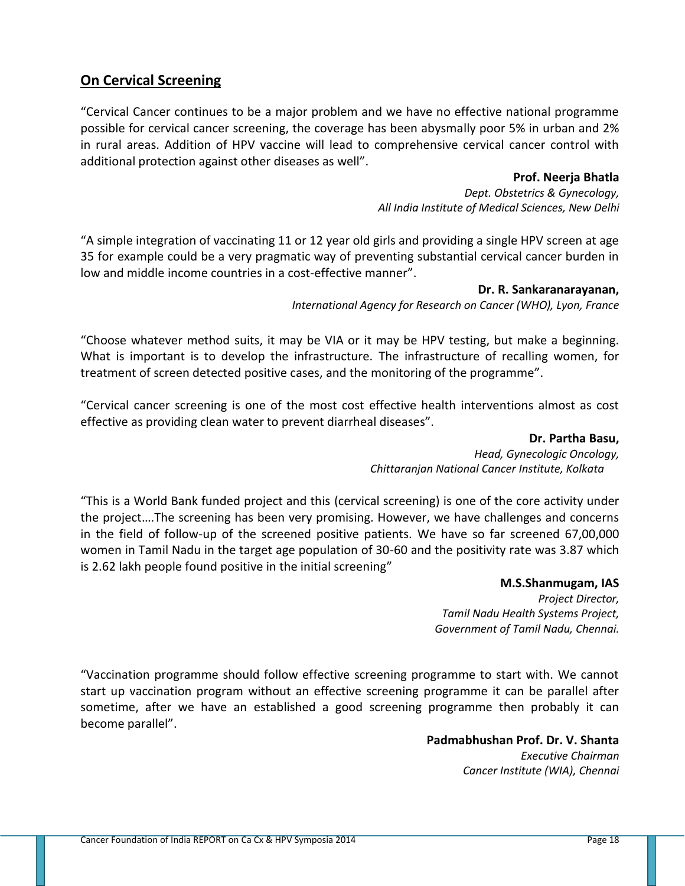## On Cervical Screening

"Cervical Cancer continues to be a major problem and we have no effective national programme possible for cervical cancer screening, the coverage has been abysmally poor 5% in urban and 2% in rural areas. Addition of HPV vaccine will lead to comprehensive cervical cancer control with additional protection against other diseases as well".

**Prof. Neerja Bhatla**
*Dept. Obstetrics & Gynecology,*
*All India Institute of Medical Sciences, New Delhi*

"A simple integration of vaccinating 11 or 12 year old girls and providing a single HPV screen at age 35 for example could be a very pragmatic way of preventing substantial cervical cancer burden in low and middle income countries in a cost-effective manner".

**Dr. R. Sankaranarayanan,**
*International Agency for Research on Cancer (WHO), Lyon, France*

"Choose whatever method suits, it may be VIA or it may be HPV testing, but make a beginning. What is important is to develop the infrastructure. The infrastructure of recalling women, for treatment of screen detected positive cases, and the monitoring of the programme".

"Cervical cancer screening is one of the most cost effective health interventions almost as cost effective as providing clean water to prevent diarrheal diseases".

**Dr. Partha Basu,**
*Head, Gynecologic Oncology,*
*Chittaranjan National Cancer Institute, Kolkata*

"This is a World Bank funded project and this (cervical screening) is one of the core activity under the project….The screening has been very promising. However, we have challenges and concerns in the field of follow-up of the screened positive patients. We have so far screened 67,00,000 women in Tamil Nadu in the target age population of 30-60 and the positivity rate was 3.87 which is 2.62 lakh people found positive in the initial screening"

**M.S.Shanmugam, IAS**
*Project Director,*
*Tamil Nadu Health Systems Project,*
*Government of Tamil Nadu, Chennai.*

"Vaccination programme should follow effective screening programme to start with. We cannot start up vaccination program without an effective screening programme it can be parallel after sometime, after we have an established a good screening programme then probably it can become parallel".

**Padmabhushan Prof. Dr. V. Shanta**
*Executive Chairman*
*Cancer Institute (WIA), Chennai*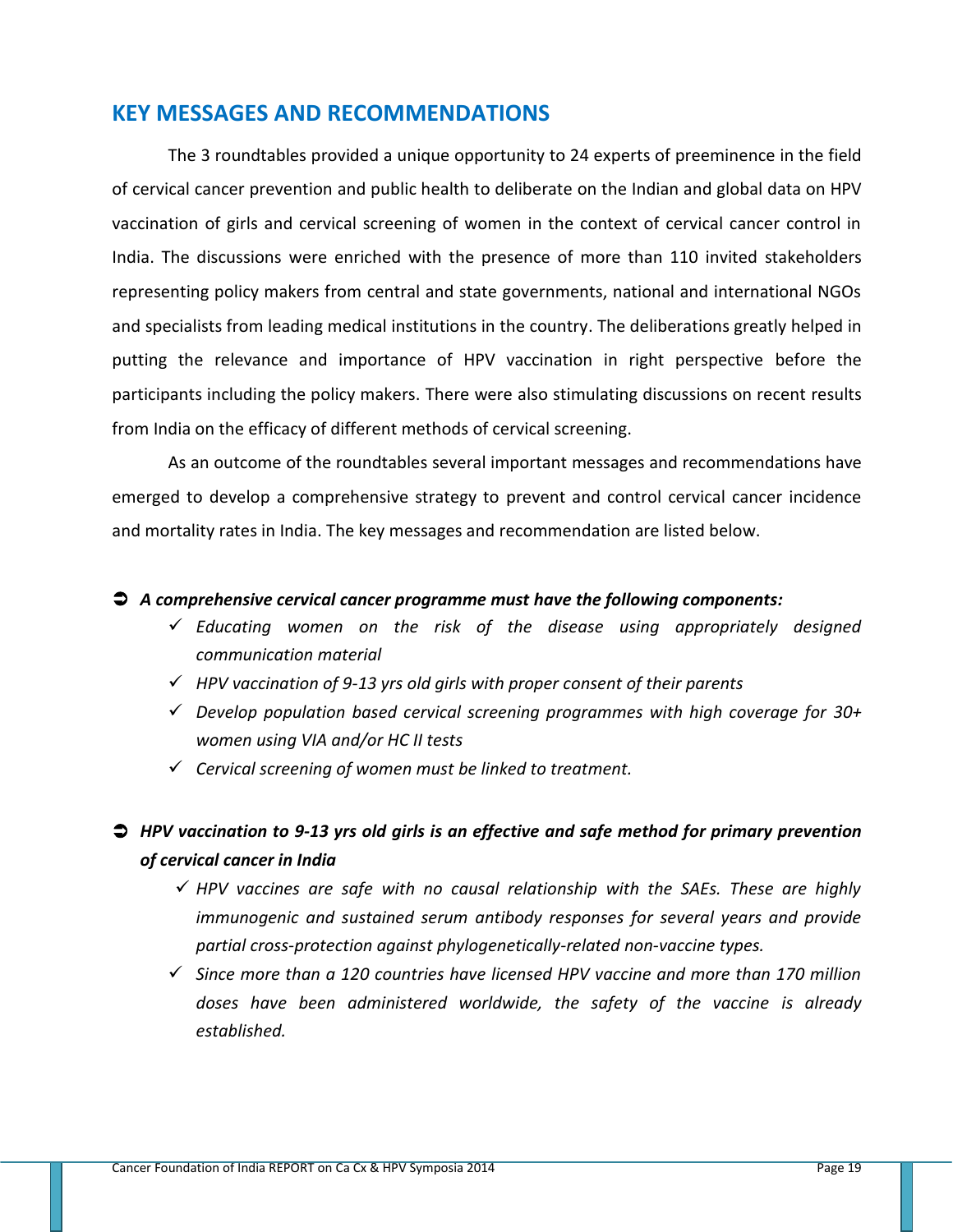## KEY MESSAGES AND RECOMMENDATIONS

The 3 roundtables provided a unique opportunity to 24 experts of preeminence in the field of cervical cancer prevention and public health to deliberate on the Indian and global data on HPV vaccination of girls and cervical screening of women in the context of cervical cancer control in India. The discussions were enriched with the presence of more than 110 invited stakeholders representing policy makers from central and state governments, national and international NGOs and specialists from leading medical institutions in the country. The deliberations greatly helped in putting the relevance and importance of HPV vaccination in right perspective before the participants including the policy makers. There were also stimulating discussions on recent results from India on the efficacy of different methods of cervical screening.

As an outcome of the roundtables several important messages and recommendations have emerged to develop a comprehensive strategy to prevent and control cervical cancer incidence and mortality rates in India. The key messages and recommendation are listed below.

- ***A comprehensive cervical cancer programme must have the following components:***
  - ✓ *Educating women on the risk of the disease using appropriately designed communication material*
  - ✓ *HPV vaccination of 9-13 yrs old girls with proper consent of their parents*
  - ✓ *Develop population based cervical screening programmes with high coverage for 30+ women using VIA and/or HC II tests*
  - ✓ *Cervical screening of women must be linked to treatment.*

- ***HPV vaccination to 9-13 yrs old girls is an effective and safe method for primary prevention of cervical cancer in India***
  - ✓ *HPV vaccines are safe with no causal relationship with the SAEs. These are highly immunogenic and sustained serum antibody responses for several years and provide partial cross-protection against phylogenetically-related non-vaccine types.*
  - ✓ *Since more than a 120 countries have licensed HPV vaccine and more than 170 million doses have been administered worldwide, the safety of the vaccine is already established.*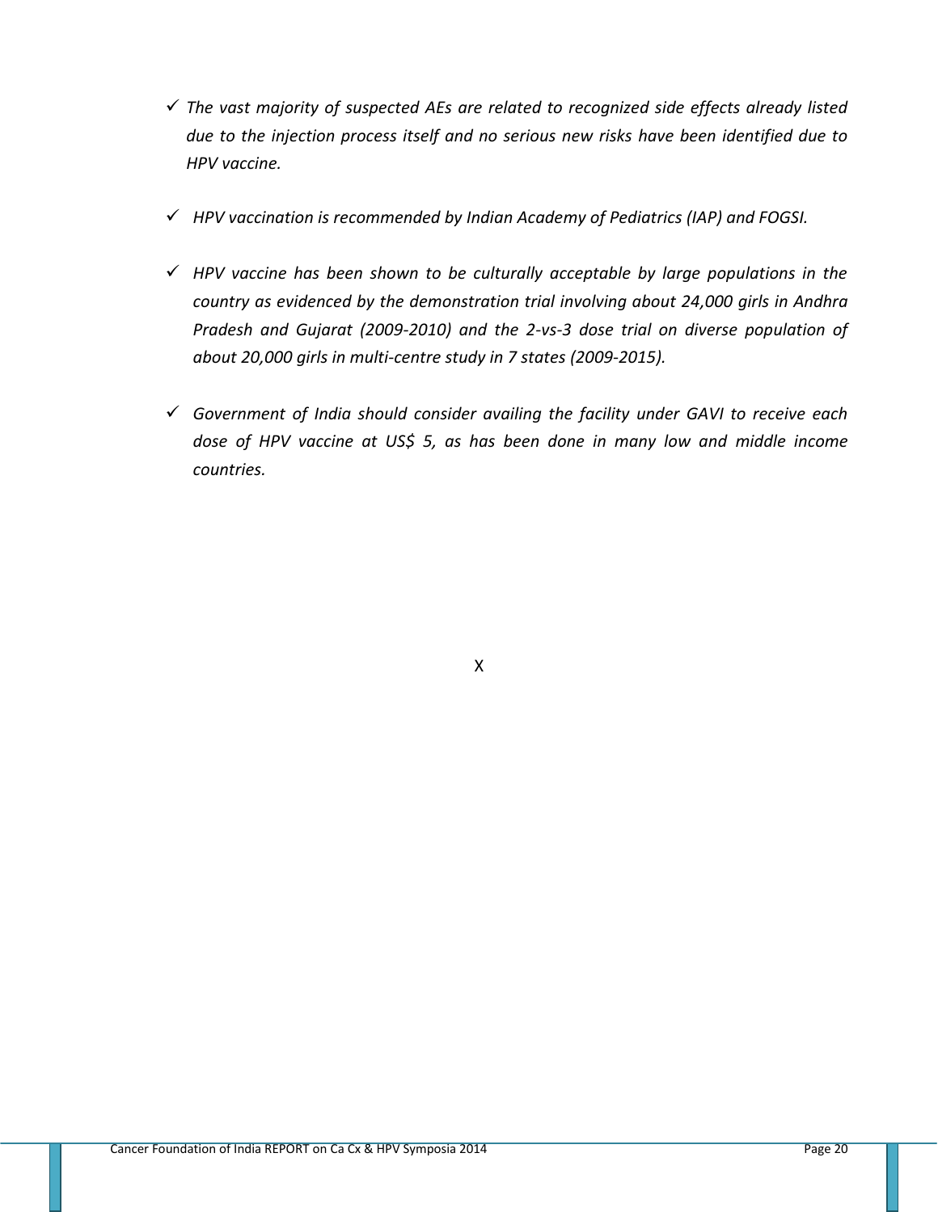- ✓ *The vast majority of suspected AEs are related to recognized side effects already listed due to the injection process itself and no serious new risks have been identified due to HPV vaccine.*

- ✓ *HPV vaccination is recommended by Indian Academy of Pediatrics (IAP) and FOGSI.*

- ✓ *HPV vaccine has been shown to be culturally acceptable by large populations in the country as evidenced by the demonstration trial involving about 24,000 girls in Andhra Pradesh and Gujarat (2009-2010) and the 2-vs-3 dose trial on diverse population of about 20,000 girls in multi-centre study in 7 states (2009-2015).*

- ✓ *Government of India should consider availing the facility under GAVI to receive each dose of HPV vaccine at US$ 5, as has been done in many low and middle income countries.*

X